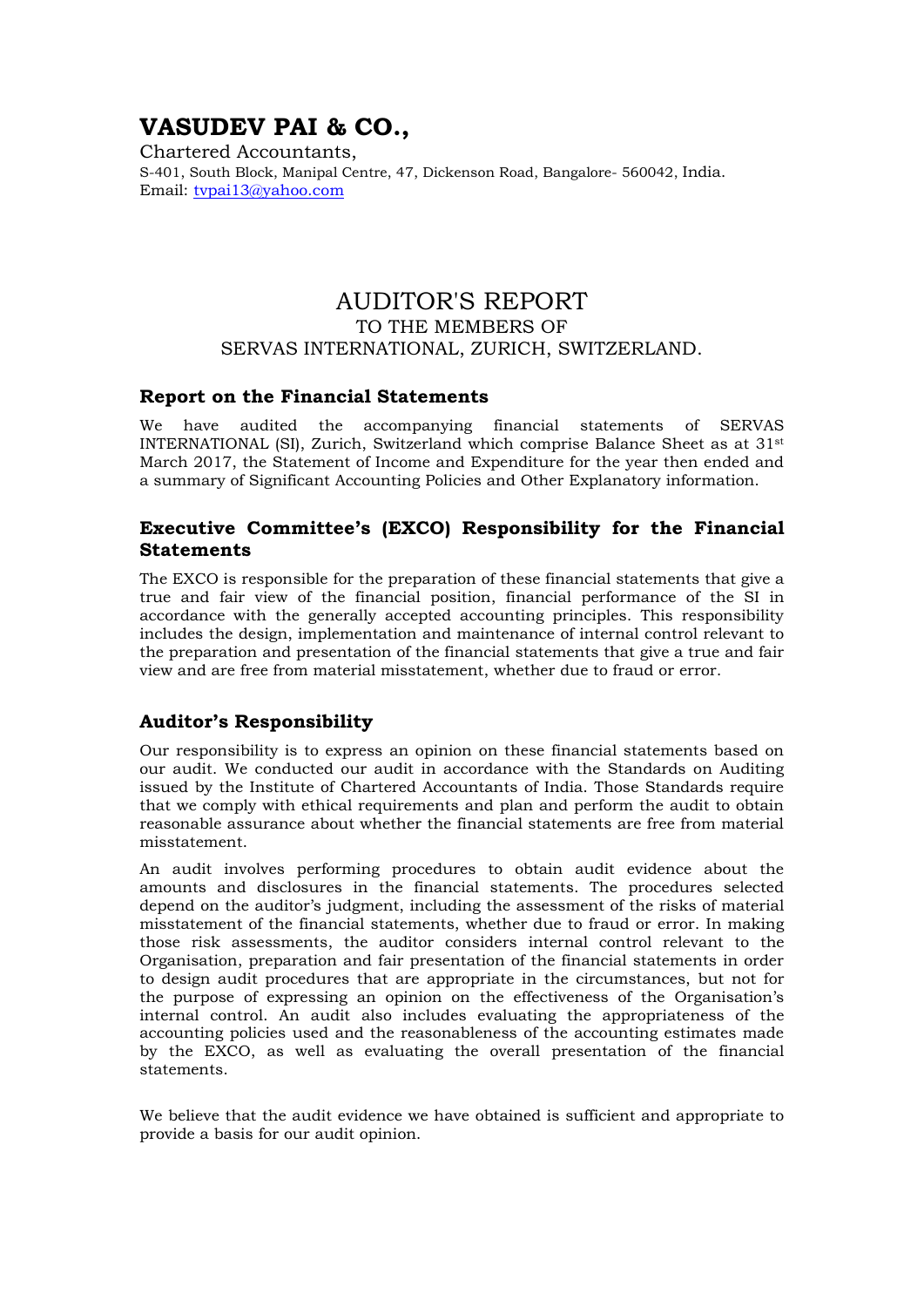# VASUDEV PAI & CO.,

Chartered Accountants,
S-401, South Block, Manipal Centre, 47, Dickenson Road, Bangalore- 560042, India.
Email: tvpai13@yahoo.com

## AUDITOR'S REPORT

TO THE MEMBERS OF
SERVAS INTERNATIONAL, ZURICH, SWITZERLAND.

### Report on the Financial Statements

We have audited the accompanying financial statements of SERVAS INTERNATIONAL (SI), Zurich, Switzerland which comprise Balance Sheet as at 31st March 2017, the Statement of Income and Expenditure for the year then ended and a summary of Significant Accounting Policies and Other Explanatory information.

### Executive Committee's (EXCO) Responsibility for the Financial Statements

The EXCO is responsible for the preparation of these financial statements that give a true and fair view of the financial position, financial performance of the SI in accordance with the generally accepted accounting principles. This responsibility includes the design, implementation and maintenance of internal control relevant to the preparation and presentation of the financial statements that give a true and fair view and are free from material misstatement, whether due to fraud or error.

### Auditor's Responsibility

Our responsibility is to express an opinion on these financial statements based on our audit. We conducted our audit in accordance with the Standards on Auditing issued by the Institute of Chartered Accountants of India. Those Standards require that we comply with ethical requirements and plan and perform the audit to obtain reasonable assurance about whether the financial statements are free from material misstatement.

An audit involves performing procedures to obtain audit evidence about the amounts and disclosures in the financial statements. The procedures selected depend on the auditor's judgment, including the assessment of the risks of material misstatement of the financial statements, whether due to fraud or error. In making those risk assessments, the auditor considers internal control relevant to the Organisation, preparation and fair presentation of the financial statements in order to design audit procedures that are appropriate in the circumstances, but not for the purpose of expressing an opinion on the effectiveness of the Organisation's internal control. An audit also includes evaluating the appropriateness of the accounting policies used and the reasonableness of the accounting estimates made by the EXCO, as well as evaluating the overall presentation of the financial statements.

We believe that the audit evidence we have obtained is sufficient and appropriate to provide a basis for our audit opinion.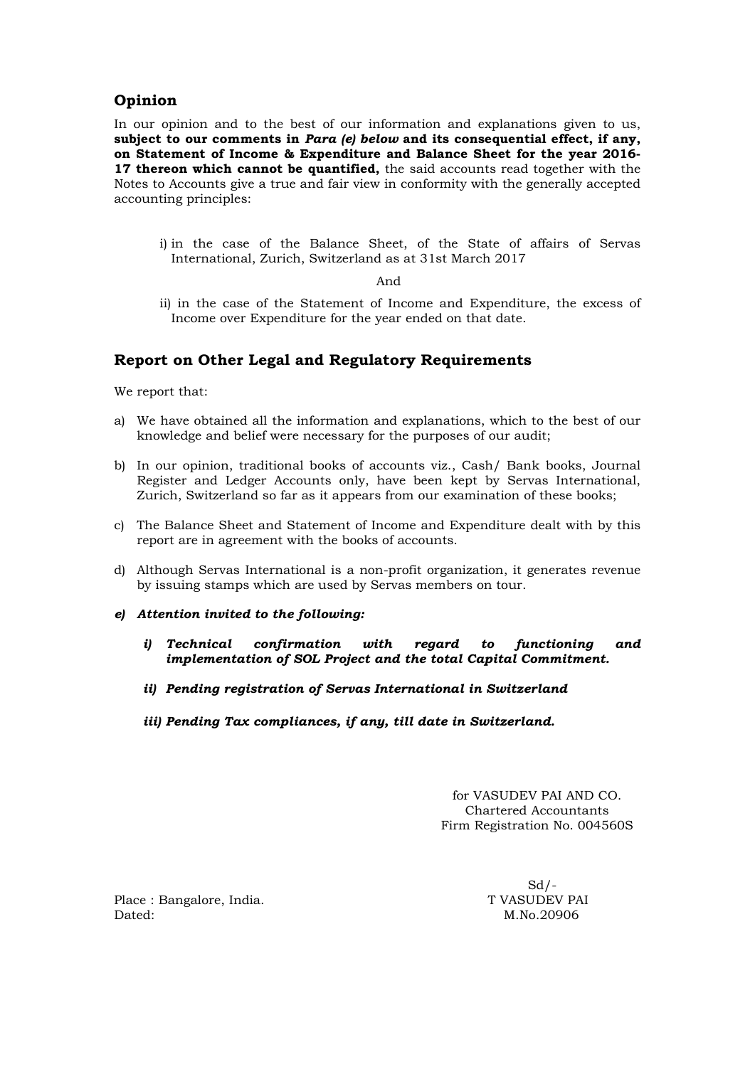## Opinion

In our opinion and to the best of our information and explanations given to us, **subject to our comments in *Para (e) below* and its consequential effect, if any, on Statement of Income & Expenditure and Balance Sheet for the year 2016-17 thereon which cannot be quantified,** the said accounts read together with the Notes to Accounts give a true and fair view in conformity with the generally accepted accounting principles:

i) in the case of the Balance Sheet, of the State of affairs of Servas International, Zurich, Switzerland as at 31st March 2017

And

ii) in the case of the Statement of Income and Expenditure, the excess of Income over Expenditure for the year ended on that date.

## Report on Other Legal and Regulatory Requirements

We report that:

a) We have obtained all the information and explanations, which to the best of our knowledge and belief were necessary for the purposes of our audit;

b) In our opinion, traditional books of accounts viz., Cash/ Bank books, Journal Register and Ledger Accounts only, have been kept by Servas International, Zurich, Switzerland so far as it appears from our examination of these books;

c) The Balance Sheet and Statement of Income and Expenditure dealt with by this report are in agreement with the books of accounts.

d) Although Servas International is a non-profit organization, it generates revenue by issuing stamps which are used by Servas members on tour.

***e) Attention invited to the following:***

***i) Technical confirmation with regard to functioning and implementation of SOL Project and the total Capital Commitment.***

***ii) Pending registration of Servas International in Switzerland***

***iii) Pending Tax compliances, if any, till date in Switzerland.***

for VASUDEV PAI AND CO.
Chartered Accountants
Firm Registration No. 004560S

Sd/-
T VASUDEV PAI
M.No.20906

Place : Bangalore, India.
Dated: